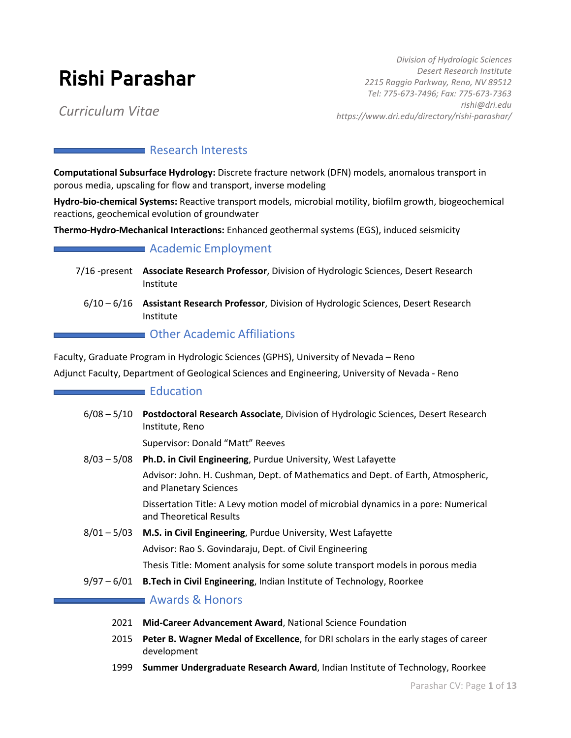# Rishi Parashar

*Curriculum Vitae*

*Division of Hydrologic Sciences*
*Desert Research Institute*
*2215 Raggio Parkway, Reno, NV 89512*
*Tel: 775-673-7496; Fax: 775-673-7363*
*rishi@dri.edu*
*https://www.dri.edu/directory/rishi-parashar/*

## Research Interests

**Computational Subsurface Hydrology:** Discrete fracture network (DFN) models, anomalous transport in porous media, upscaling for flow and transport, inverse modeling

**Hydro-bio-chemical Systems:** Reactive transport models, microbial motility, biofilm growth, biogeochemical reactions, geochemical evolution of groundwater

**Thermo-Hydro-Mechanical Interactions:** Enhanced geothermal systems (EGS), induced seismicity

## Academic Employment

7/16 -present **Associate Research Professor**, Division of Hydrologic Sciences, Desert Research Institute

6/10 – 6/16 **Assistant Research Professor**, Division of Hydrologic Sciences, Desert Research Institute

## Other Academic Affiliations

Faculty, Graduate Program in Hydrologic Sciences (GPHS), University of Nevada – Reno

Adjunct Faculty, Department of Geological Sciences and Engineering, University of Nevada - Reno

## Education

6/08 – 5/10 **Postdoctoral Research Associate**, Division of Hydrologic Sciences, Desert Research Institute, Reno

Supervisor: Donald "Matt" Reeves

8/03 – 5/08 **Ph.D. in Civil Engineering**, Purdue University, West Lafayette

Advisor: John. H. Cushman, Dept. of Mathematics and Dept. of Earth, Atmospheric, and Planetary Sciences

Dissertation Title: A Levy motion model of microbial dynamics in a pore: Numerical and Theoretical Results

8/01 – 5/03 **M.S. in Civil Engineering**, Purdue University, West Lafayette

Advisor: Rao S. Govindaraju, Dept. of Civil Engineering

Thesis Title: Moment analysis for some solute transport models in porous media

9/97 – 6/01 **B.Tech in Civil Engineering**, Indian Institute of Technology, Roorkee

## Awards & Honors

2021 **Mid-Career Advancement Award**, National Science Foundation

2015 **Peter B. Wagner Medal of Excellence**, for DRI scholars in the early stages of career development

1999 **Summer Undergraduate Research Award**, Indian Institute of Technology, Roorkee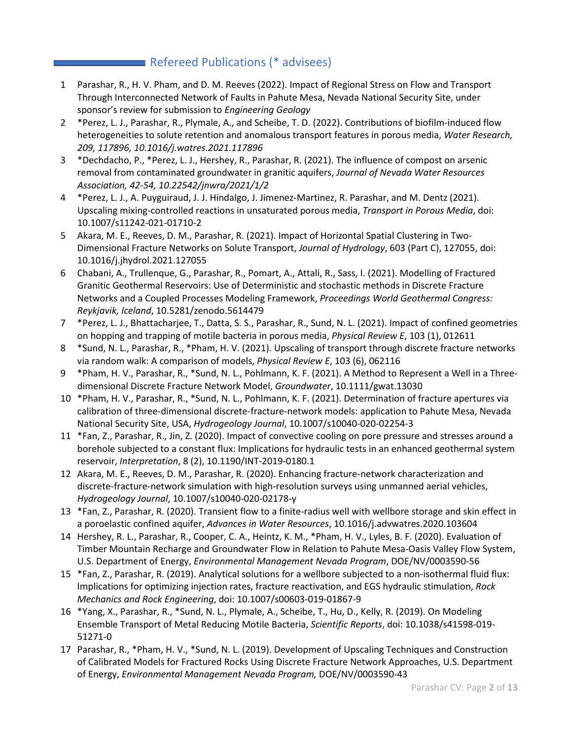## Refereed Publications (* advisees)

1. Parashar, R., H. V. Pham, and D. M. Reeves (2022). Impact of Regional Stress on Flow and Transport Through Interconnected Network of Faults in Pahute Mesa, Nevada National Security Site, under sponsor's review for submission to *Engineering Geology*
2. *Perez, L. J., Parashar, R., Plymale, A., and Scheibe, T. D. (2022). Contributions of biofilm-induced flow heterogeneities to solute retention and anomalous transport features in porous media, *Water Research, 209, 117896, 10.1016/j.watres.2021.117896*
3. *Dechdacho, P., *Perez, L. J., Hershey, R., Parashar, R. (2021). The influence of compost on arsenic removal from contaminated groundwater in granitic aquifers, *Journal of Nevada Water Resources Association, 42-54, 10.22542/jnwra/2021/1/2*
4. *Perez, L. J., A. Puyguiraud, J. J. Hindalgo, J. Jimenez-Martinez, R. Parashar, and M. Dentz (2021). Upscaling mixing-controlled reactions in unsaturated porous media, *Transport in Porous Media*, doi: 10.1007/s11242-021-01710-2
5. Akara, M. E., Reeves, D. M., Parashar, R. (2021). Impact of Horizontal Spatial Clustering in Two-Dimensional Fracture Networks on Solute Transport, *Journal of Hydrology*, 603 (Part C), 127055, doi: 10.1016/j.jhydrol.2021.127055
6. Chabani, A., Trullenque, G., Parashar, R., Pomart, A., Attali, R., Sass, I. (2021). Modelling of Fractured Granitic Geothermal Reservoirs: Use of Deterministic and stochastic methods in Discrete Fracture Networks and a Coupled Processes Modeling Framework, *Proceedings World Geothermal Congress: Reykjavik, Iceland*, 10.5281/zenodo.5614479
7. *Perez, L. J., Bhattacharjee, T., Datta, S. S., Parashar, R., Sund, N. L. (2021). Impact of confined geometries on hopping and trapping of motile bacteria in porous media, *Physical Review E*, 103 (1), 012611
8. *Sund, N. L., Parashar, R., *Pham, H. V. (2021). Upscaling of transport through discrete fracture networks via random walk: A comparison of models, *Physical Review E*, 103 (6), 062116
9. *Pham, H. V., Parashar, R., *Sund, N. L., Pohlmann, K. F. (2021). A Method to Represent a Well in a Three-dimensional Discrete Fracture Network Model, *Groundwater*, 10.1111/gwat.13030
10. *Pham, H. V., Parashar, R., *Sund, N. L., Pohlmann, K. F. (2021). Determination of fracture apertures via calibration of three-dimensional discrete-fracture-network models: application to Pahute Mesa, Nevada National Security Site, USA, *Hydrogeology Journal*, 10.1007/s10040-020-02254-3
11. *Fan, Z., Parashar, R., Jin, Z. (2020). Impact of convective cooling on pore pressure and stresses around a borehole subjected to a constant flux: Implications for hydraulic tests in an enhanced geothermal system reservoir, *Interpretation*, 8 (2), 10.1190/INT-2019-0180.1
12. Akara, M. E., Reeves, D. M., Parashar, R. (2020). Enhancing fracture-network characterization and discrete-fracture-network simulation with high-resolution surveys using unmanned aerial vehicles, *Hydrogeology Journal*, 10.1007/s10040-020-02178-y
13. *Fan, Z., Parashar, R. (2020). Transient flow to a finite-radius well with wellbore storage and skin effect in a poroelastic confined aquifer, *Advances in Water Resources*, 10.1016/j.advwatres.2020.103604
14. Hershey, R. L., Parashar, R., Cooper, C. A., Heintz, K. M., *Pham, H. V., Lyles, B. F. (2020). Evaluation of Timber Mountain Recharge and Groundwater Flow in Relation to Pahute Mesa-Oasis Valley Flow System, U.S. Department of Energy, *Environmental Management Nevada Program*, DOE/NV/0003590-56
15. *Fan, Z., Parashar, R. (2019). Analytical solutions for a wellbore subjected to a non-isothermal fluid flux: Implications for optimizing injection rates, fracture reactivation, and EGS hydraulic stimulation, *Rock Mechanics and Rock Engineering*, doi: 10.1007/s00603-019-01867-9
16. *Yang, X., Parashar, R., *Sund, N. L., Plymale, A., Scheibe, T., Hu, D., Kelly, R. (2019). On Modeling Ensemble Transport of Metal Reducing Motile Bacteria, *Scientific Reports*, doi: 10.1038/s41598-019-51271-0
17. Parashar, R., *Pham, H. V., *Sund, N. L. (2019). Development of Upscaling Techniques and Construction of Calibrated Models for Fractured Rocks Using Discrete Fracture Network Approaches, U.S. Department of Energy, *Environmental Management Nevada Program,* DOE/NV/0003590-43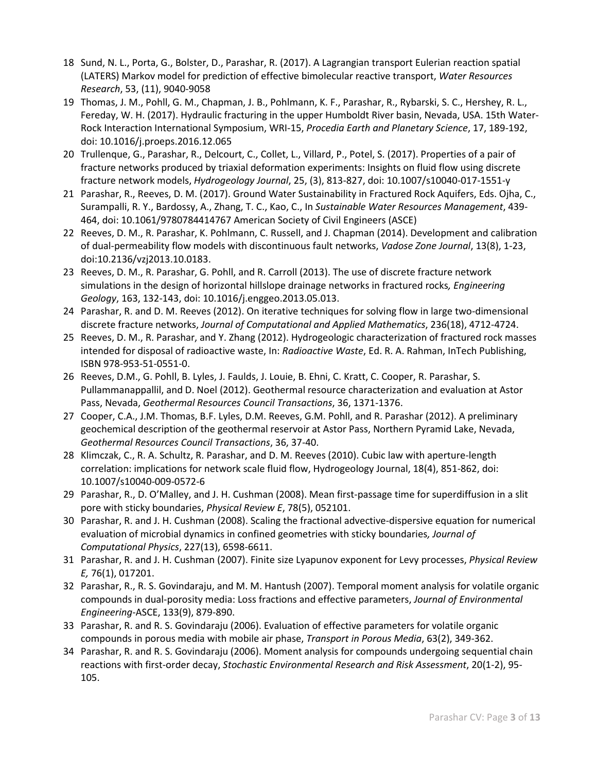18 Sund, N. L., Porta, G., Bolster, D., Parashar, R. (2017). A Lagrangian transport Eulerian reaction spatial (LATERS) Markov model for prediction of effective bimolecular reactive transport, *Water Resources Research*, 53, (11), 9040-9058

19 Thomas, J. M., Pohll, G. M., Chapman, J. B., Pohlmann, K. F., Parashar, R., Rybarski, S. C., Hershey, R. L., Fereday, W. H. (2017). Hydraulic fracturing in the upper Humboldt River basin, Nevada, USA. 15th Water-Rock Interaction International Symposium, WRI-15, *Procedia Earth and Planetary Science*, 17, 189-192, doi: 10.1016/j.proeps.2016.12.065

20 Trullenque, G., Parashar, R., Delcourt, C., Collet, L., Villard, P., Potel, S. (2017). Properties of a pair of fracture networks produced by triaxial deformation experiments: Insights on fluid flow using discrete fracture network models, *Hydrogeology Journal*, 25, (3), 813-827, doi: 10.1007/s10040-017-1551-y

21 Parashar, R., Reeves, D. M. (2017). Ground Water Sustainability in Fractured Rock Aquifers, Eds. Ojha, C., Surampalli, R. Y., Bardossy, A., Zhang, T. C., Kao, C., In *Sustainable Water Resources Management*, 439-464, doi: 10.1061/9780784414767 American Society of Civil Engineers (ASCE)

22 Reeves, D. M., R. Parashar, K. Pohlmann, C. Russell, and J. Chapman (2014). Development and calibration of dual-permeability flow models with discontinuous fault networks, *Vadose Zone Journal*, 13(8), 1-23, doi:10.2136/vzj2013.10.0183.

23 Reeves, D. M., R. Parashar, G. Pohll, and R. Carroll (2013). The use of discrete fracture network simulations in the design of horizontal hillslope drainage networks in fractured rocks*, Engineering Geology*, 163, 132-143, doi: 10.1016/j.enggeo.2013.05.013.

24 Parashar, R. and D. M. Reeves (2012). On iterative techniques for solving flow in large two-dimensional discrete fracture networks, *Journal of Computational and Applied Mathematics*, 236(18), 4712-4724.

25 Reeves, D. M., R. Parashar, and Y. Zhang (2012). Hydrogeologic characterization of fractured rock masses intended for disposal of radioactive waste, In: *Radioactive Waste*, Ed. R. A. Rahman, InTech Publishing, ISBN 978-953-51-0551-0.

26 Reeves, D.M., G. Pohll, B. Lyles, J. Faulds, J. Louie, B. Ehni, C. Kratt, C. Cooper, R. Parashar, S. Pullammanappallil, and D. Noel (2012). Geothermal resource characterization and evaluation at Astor Pass, Nevada, *Geothermal Resources Council Transactions*, 36, 1371-1376.

27 Cooper, C.A., J.M. Thomas, B.F. Lyles, D.M. Reeves, G.M. Pohll, and R. Parashar (2012). A preliminary geochemical description of the geothermal reservoir at Astor Pass, Northern Pyramid Lake, Nevada, *Geothermal Resources Council Transactions*, 36, 37-40.

28 Klimczak, C., R. A. Schultz, R. Parashar, and D. M. Reeves (2010). Cubic law with aperture-length correlation: implications for network scale fluid flow, Hydrogeology Journal, 18(4), 851-862, doi: 10.1007/s10040-009-0572-6

29 Parashar, R., D. O'Malley, and J. H. Cushman (2008). Mean first-passage time for superdiffusion in a slit pore with sticky boundaries, *Physical Review E*, 78(5), 052101.

30 Parashar, R. and J. H. Cushman (2008). Scaling the fractional advective-dispersive equation for numerical evaluation of microbial dynamics in confined geometries with sticky boundaries*, Journal of Computational Physics*, 227(13), 6598-6611.

31 Parashar, R. and J. H. Cushman (2007). Finite size Lyapunov exponent for Levy processes, *Physical Review E,* 76(1), 017201.

32 Parashar, R., R. S. Govindaraju, and M. M. Hantush (2007). Temporal moment analysis for volatile organic compounds in dual-porosity media: Loss fractions and effective parameters, *Journal of Environmental Engineering*-ASCE, 133(9), 879-890.

33 Parashar, R. and R. S. Govindaraju (2006). Evaluation of effective parameters for volatile organic compounds in porous media with mobile air phase, *Transport in Porous Media*, 63(2), 349-362.

34 Parashar, R. and R. S. Govindaraju (2006). Moment analysis for compounds undergoing sequential chain reactions with first-order decay, *Stochastic Environmental Research and Risk Assessment*, 20(1-2), 95-105.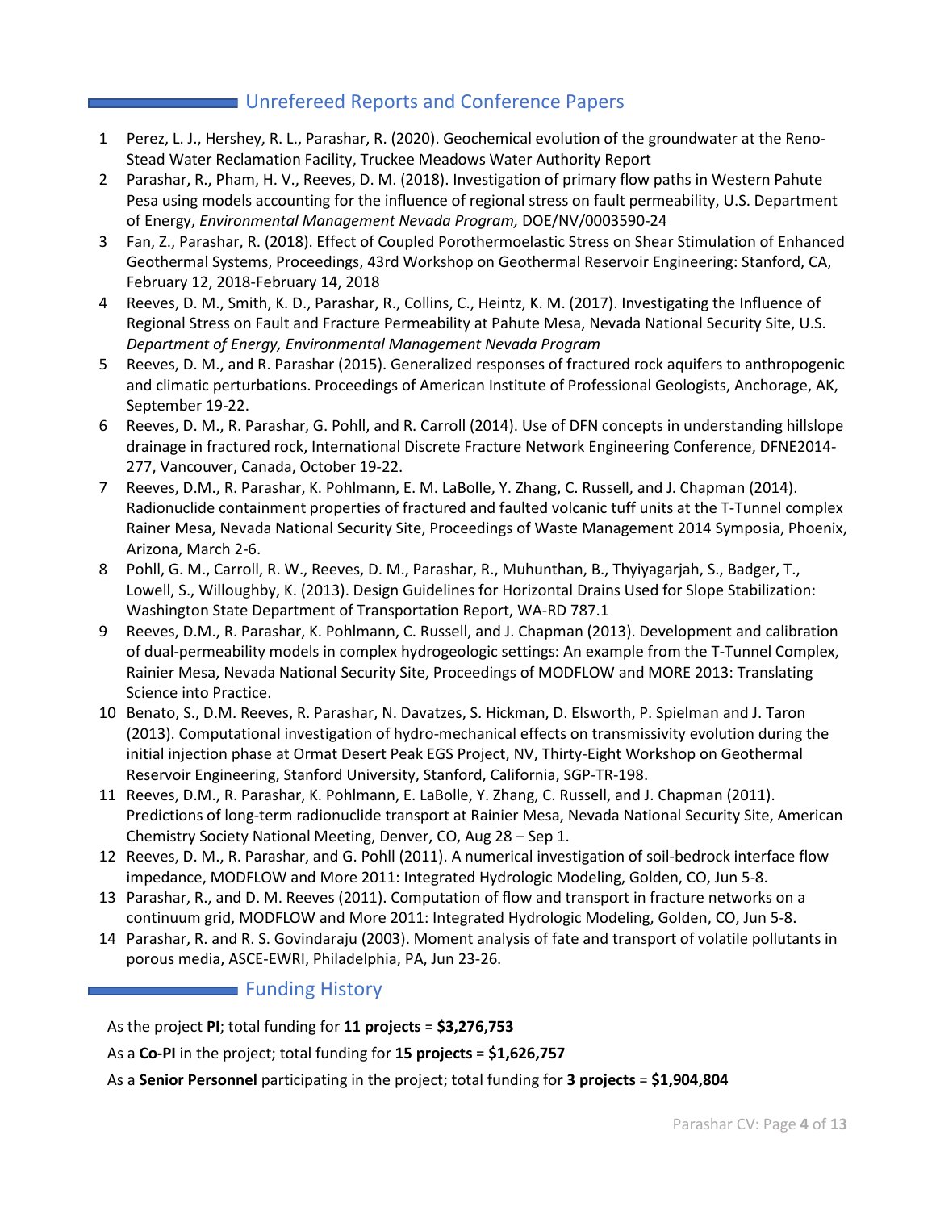## Unrefereed Reports and Conference Papers

1. Perez, L. J., Hershey, R. L., Parashar, R. (2020). Geochemical evolution of the groundwater at the Reno-Stead Water Reclamation Facility, Truckee Meadows Water Authority Report
2. Parashar, R., Pham, H. V., Reeves, D. M. (2018). Investigation of primary flow paths in Western Pahute Pesa using models accounting for the influence of regional stress on fault permeability, U.S. Department of Energy, *Environmental Management Nevada Program,* DOE/NV/0003590-24
3. Fan, Z., Parashar, R. (2018). Effect of Coupled Porothermoelastic Stress on Shear Stimulation of Enhanced Geothermal Systems, Proceedings, 43rd Workshop on Geothermal Reservoir Engineering: Stanford, CA, February 12, 2018-February 14, 2018
4. Reeves, D. M., Smith, K. D., Parashar, R., Collins, C., Heintz, K. M. (2017). Investigating the Influence of Regional Stress on Fault and Fracture Permeability at Pahute Mesa, Nevada National Security Site, U.S. *Department of Energy, Environmental Management Nevada Program*
5. Reeves, D. M., and R. Parashar (2015). Generalized responses of fractured rock aquifers to anthropogenic and climatic perturbations. Proceedings of American Institute of Professional Geologists, Anchorage, AK, September 19-22.
6. Reeves, D. M., R. Parashar, G. Pohll, and R. Carroll (2014). Use of DFN concepts in understanding hillslope drainage in fractured rock, International Discrete Fracture Network Engineering Conference, DFNE2014-277, Vancouver, Canada, October 19-22.
7. Reeves, D.M., R. Parashar, K. Pohlmann, E. M. LaBolle, Y. Zhang, C. Russell, and J. Chapman (2014). Radionuclide containment properties of fractured and faulted volcanic tuff units at the T-Tunnel complex Rainer Mesa, Nevada National Security Site, Proceedings of Waste Management 2014 Symposia, Phoenix, Arizona, March 2-6.
8. Pohll, G. M., Carroll, R. W., Reeves, D. M., Parashar, R., Muhunthan, B., Thyiyagarjah, S., Badger, T., Lowell, S., Willoughby, K. (2013). Design Guidelines for Horizontal Drains Used for Slope Stabilization: Washington State Department of Transportation Report, WA-RD 787.1
9. Reeves, D.M., R. Parashar, K. Pohlmann, C. Russell, and J. Chapman (2013). Development and calibration of dual-permeability models in complex hydrogeologic settings: An example from the T-Tunnel Complex, Rainier Mesa, Nevada National Security Site, Proceedings of MODFLOW and MORE 2013: Translating Science into Practice.
10. Benato, S., D.M. Reeves, R. Parashar, N. Davatzes, S. Hickman, D. Elsworth, P. Spielman and J. Taron (2013). Computational investigation of hydro-mechanical effects on transmissivity evolution during the initial injection phase at Ormat Desert Peak EGS Project, NV, Thirty-Eight Workshop on Geothermal Reservoir Engineering, Stanford University, Stanford, California, SGP-TR-198.
11. Reeves, D.M., R. Parashar, K. Pohlmann, E. LaBolle, Y. Zhang, C. Russell, and J. Chapman (2011). Predictions of long-term radionuclide transport at Rainier Mesa, Nevada National Security Site, American Chemistry Society National Meeting, Denver, CO, Aug 28 – Sep 1.
12. Reeves, D. M., R. Parashar, and G. Pohll (2011). A numerical investigation of soil-bedrock interface flow impedance, MODFLOW and More 2011: Integrated Hydrologic Modeling, Golden, CO, Jun 5-8.
13. Parashar, R., and D. M. Reeves (2011). Computation of flow and transport in fracture networks on a continuum grid, MODFLOW and More 2011: Integrated Hydrologic Modeling, Golden, CO, Jun 5-8.
14. Parashar, R. and R. S. Govindaraju (2003). Moment analysis of fate and transport of volatile pollutants in porous media, ASCE-EWRI, Philadelphia, PA, Jun 23-26.

## Funding History

As the project **PI**; total funding for **11 projects** = **$3,276,753**

As a **Co-PI** in the project; total funding for **15 projects** = **$1,626,757**

As a **Senior Personnel** participating in the project; total funding for **3 projects** = **$1,904,804**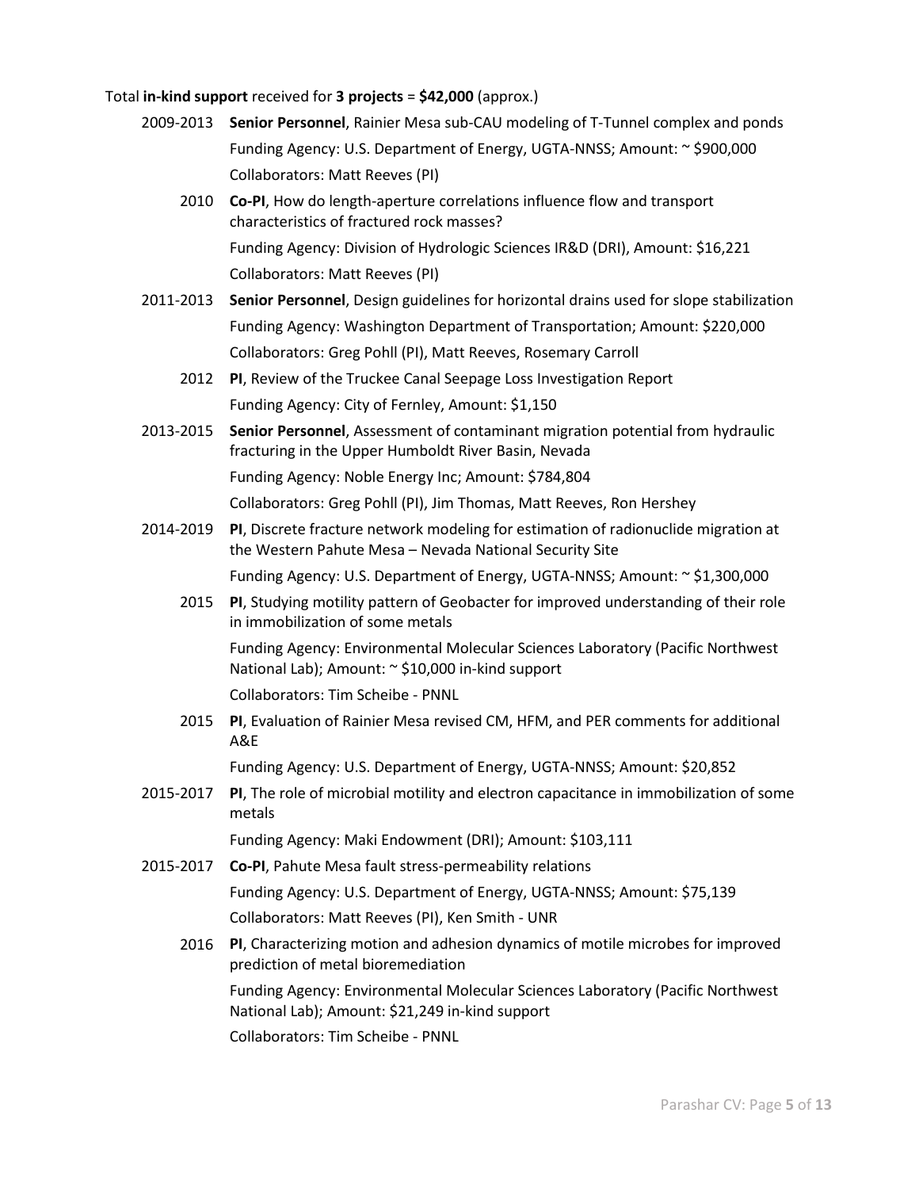Total **in-kind support** received for **3 projects** = **$42,000** (approx.)

2009-2013 **Senior Personnel**, Rainier Mesa sub-CAU modeling of T-Tunnel complex and ponds
Funding Agency: U.S. Department of Energy, UGTA-NNSS; Amount: ~ $900,000
Collaborators: Matt Reeves (PI)

2010 **Co-PI**, How do length-aperture correlations influence flow and transport characteristics of fractured rock masses?
Funding Agency: Division of Hydrologic Sciences IR&D (DRI), Amount: $16,221
Collaborators: Matt Reeves (PI)

2011-2013 **Senior Personnel**, Design guidelines for horizontal drains used for slope stabilization
Funding Agency: Washington Department of Transportation; Amount: $220,000
Collaborators: Greg Pohll (PI), Matt Reeves, Rosemary Carroll

2012 **PI**, Review of the Truckee Canal Seepage Loss Investigation Report
Funding Agency: City of Fernley, Amount: $1,150

2013-2015 **Senior Personnel**, Assessment of contaminant migration potential from hydraulic fracturing in the Upper Humboldt River Basin, Nevada
Funding Agency: Noble Energy Inc; Amount: $784,804
Collaborators: Greg Pohll (PI), Jim Thomas, Matt Reeves, Ron Hershey

2014-2019 **PI**, Discrete fracture network modeling for estimation of radionuclide migration at the Western Pahute Mesa – Nevada National Security Site
Funding Agency: U.S. Department of Energy, UGTA-NNSS; Amount: ~ $1,300,000

2015 **PI**, Studying motility pattern of Geobacter for improved understanding of their role in immobilization of some metals
Funding Agency: Environmental Molecular Sciences Laboratory (Pacific Northwest National Lab); Amount: ~ $10,000 in-kind support
Collaborators: Tim Scheibe - PNNL

2015 **PI**, Evaluation of Rainier Mesa revised CM, HFM, and PER comments for additional A&E
Funding Agency: U.S. Department of Energy, UGTA-NNSS; Amount: $20,852

2015-2017 **PI**, The role of microbial motility and electron capacitance in immobilization of some metals
Funding Agency: Maki Endowment (DRI); Amount: $103,111

2015-2017 **Co-PI**, Pahute Mesa fault stress-permeability relations
Funding Agency: U.S. Department of Energy, UGTA-NNSS; Amount: $75,139
Collaborators: Matt Reeves (PI), Ken Smith - UNR

2016 **PI**, Characterizing motion and adhesion dynamics of motile microbes for improved prediction of metal bioremediation
Funding Agency: Environmental Molecular Sciences Laboratory (Pacific Northwest National Lab); Amount: $21,249 in-kind support
Collaborators: Tim Scheibe - PNNL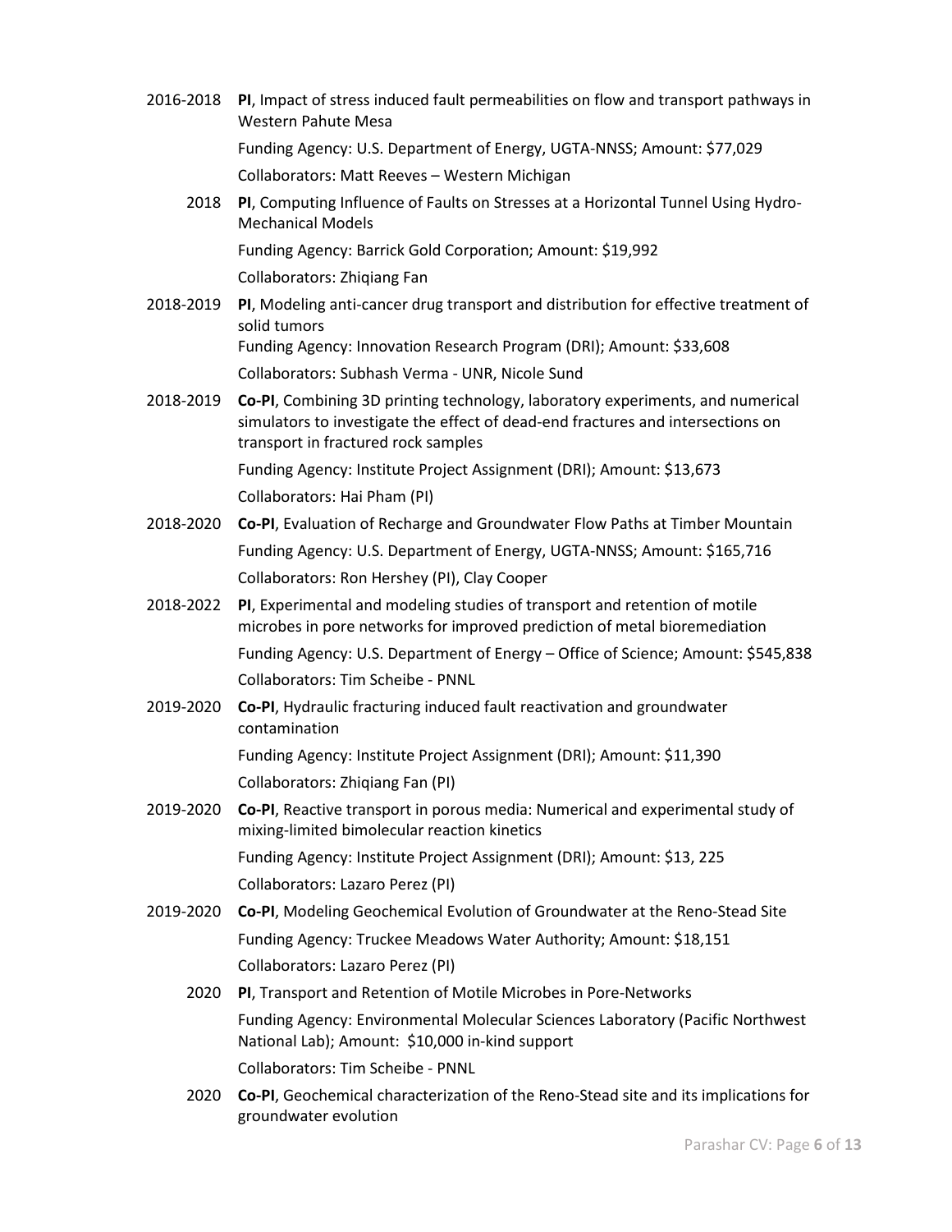2016-2018 **PI**, Impact of stress induced fault permeabilities on flow and transport pathways in Western Pahute Mesa

Funding Agency: U.S. Department of Energy, UGTA-NNSS; Amount: $77,029

Collaborators: Matt Reeves – Western Michigan

2018 **PI**, Computing Influence of Faults on Stresses at a Horizontal Tunnel Using Hydro-Mechanical Models

Funding Agency: Barrick Gold Corporation; Amount: $19,992

Collaborators: Zhiqiang Fan

2018-2019 **PI**, Modeling anti-cancer drug transport and distribution for effective treatment of solid tumors

Funding Agency: Innovation Research Program (DRI); Amount: $33,608

Collaborators: Subhash Verma - UNR, Nicole Sund

2018-2019 **Co-PI**, Combining 3D printing technology, laboratory experiments, and numerical simulators to investigate the effect of dead-end fractures and intersections on transport in fractured rock samples

Funding Agency: Institute Project Assignment (DRI); Amount: $13,673

Collaborators: Hai Pham (PI)

2018-2020 **Co-PI**, Evaluation of Recharge and Groundwater Flow Paths at Timber Mountain

Funding Agency: U.S. Department of Energy, UGTA-NNSS; Amount: $165,716

Collaborators: Ron Hershey (PI), Clay Cooper

2018-2022 **PI**, Experimental and modeling studies of transport and retention of motile microbes in pore networks for improved prediction of metal bioremediation

Funding Agency: U.S. Department of Energy – Office of Science; Amount: $545,838

Collaborators: Tim Scheibe - PNNL

2019-2020 **Co-PI**, Hydraulic fracturing induced fault reactivation and groundwater contamination

Funding Agency: Institute Project Assignment (DRI); Amount: $11,390

Collaborators: Zhiqiang Fan (PI)

2019-2020 **Co-PI**, Reactive transport in porous media: Numerical and experimental study of mixing-limited bimolecular reaction kinetics

Funding Agency: Institute Project Assignment (DRI); Amount: $13, 225

Collaborators: Lazaro Perez (PI)

2019-2020 **Co-PI**, Modeling Geochemical Evolution of Groundwater at the Reno-Stead Site

Funding Agency: Truckee Meadows Water Authority; Amount: $18,151

Collaborators: Lazaro Perez (PI)

2020 **PI**, Transport and Retention of Motile Microbes in Pore-Networks

Funding Agency: Environmental Molecular Sciences Laboratory (Pacific Northwest National Lab); Amount: $10,000 in-kind support

Collaborators: Tim Scheibe - PNNL

2020 **Co-PI**, Geochemical characterization of the Reno-Stead site and its implications for groundwater evolution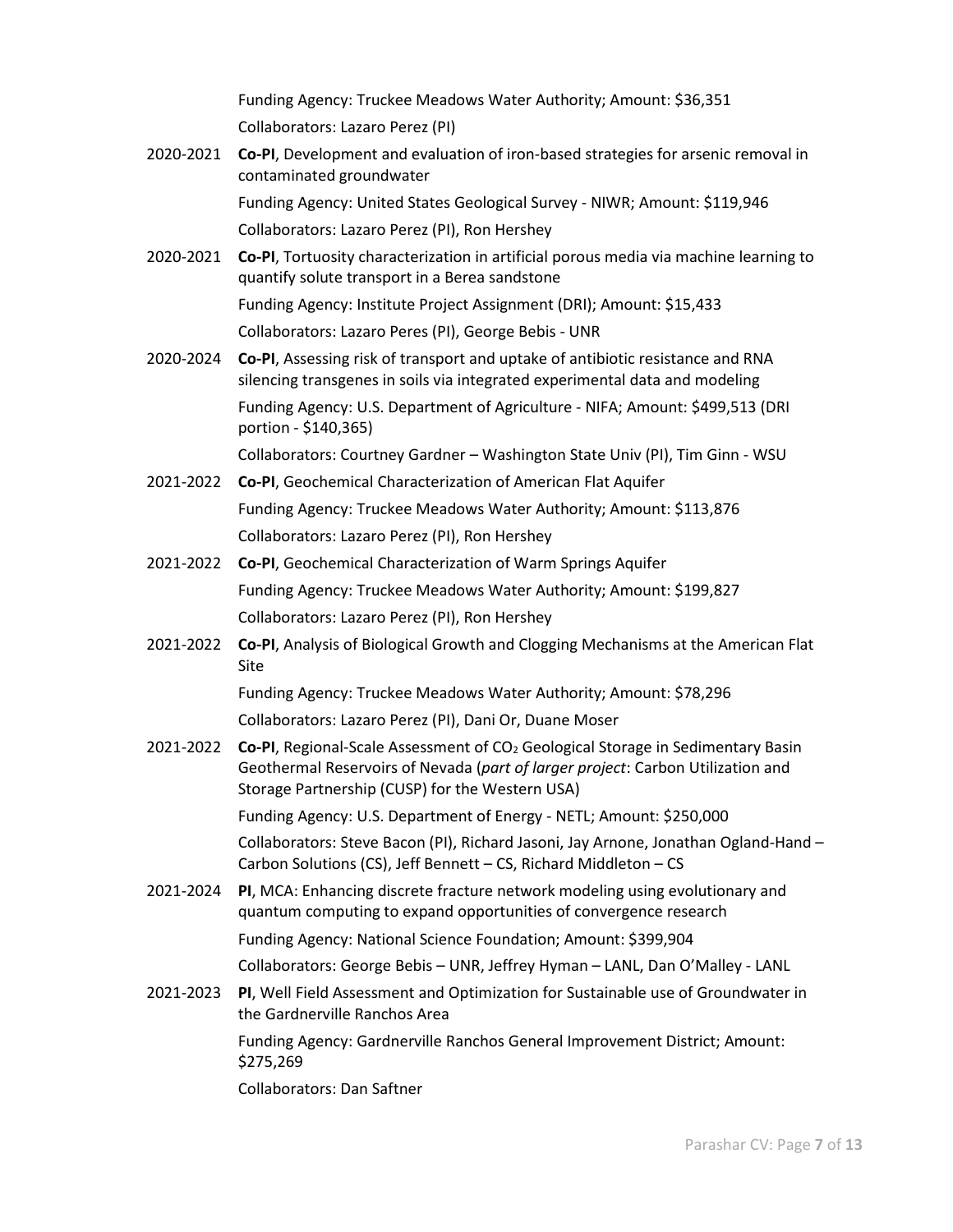Funding Agency: Truckee Meadows Water Authority; Amount: $36,351

Collaborators: Lazaro Perez (PI)

2020-2021 **Co-PI**, Development and evaluation of iron-based strategies for arsenic removal in contaminated groundwater

Funding Agency: United States Geological Survey - NIWR; Amount: $119,946

Collaborators: Lazaro Perez (PI), Ron Hershey

2020-2021 **Co-PI**, Tortuosity characterization in artificial porous media via machine learning to quantify solute transport in a Berea sandstone

Funding Agency: Institute Project Assignment (DRI); Amount: $15,433

Collaborators: Lazaro Peres (PI), George Bebis - UNR

2020-2024 **Co-PI**, Assessing risk of transport and uptake of antibiotic resistance and RNA silencing transgenes in soils via integrated experimental data and modeling

Funding Agency: U.S. Department of Agriculture - NIFA; Amount: $499,513 (DRI portion - $140,365)

Collaborators: Courtney Gardner – Washington State Univ (PI), Tim Ginn - WSU

2021-2022 **Co-PI**, Geochemical Characterization of American Flat Aquifer

Funding Agency: Truckee Meadows Water Authority; Amount: $113,876

Collaborators: Lazaro Perez (PI), Ron Hershey

2021-2022 **Co-PI**, Geochemical Characterization of Warm Springs Aquifer

Funding Agency: Truckee Meadows Water Authority; Amount: $199,827

Collaborators: Lazaro Perez (PI), Ron Hershey

2021-2022 **Co-PI**, Analysis of Biological Growth and Clogging Mechanisms at the American Flat Site

Funding Agency: Truckee Meadows Water Authority; Amount: $78,296

Collaborators: Lazaro Perez (PI), Dani Or, Duane Moser

2021-2022 **Co-PI**, Regional-Scale Assessment of $CO_2$ Geological Storage in Sedimentary Basin Geothermal Reservoirs of Nevada (*part of larger project*: Carbon Utilization and Storage Partnership (CUSP) for the Western USA)

Funding Agency: U.S. Department of Energy - NETL; Amount: $250,000

Collaborators: Steve Bacon (PI), Richard Jasoni, Jay Arnone, Jonathan Ogland-Hand – Carbon Solutions (CS), Jeff Bennett – CS, Richard Middleton – CS

2021-2024 **PI**, MCA: Enhancing discrete fracture network modeling using evolutionary and quantum computing to expand opportunities of convergence research

Funding Agency: National Science Foundation; Amount: $399,904

Collaborators: George Bebis – UNR, Jeffrey Hyman – LANL, Dan O'Malley - LANL

2021-2023 **PI**, Well Field Assessment and Optimization for Sustainable use of Groundwater in the Gardnerville Ranchos Area

Funding Agency: Gardnerville Ranchos General Improvement District; Amount: $275,269

Collaborators: Dan Saftner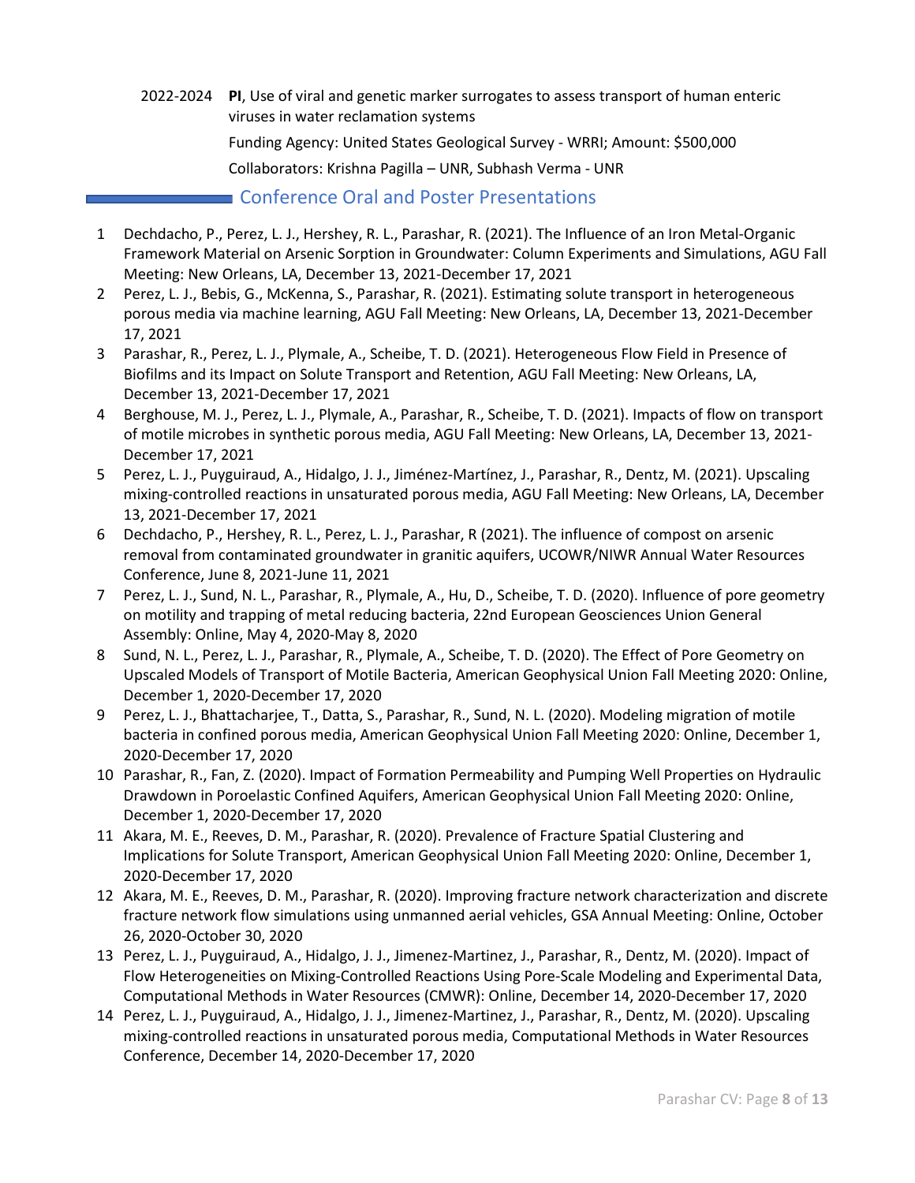2022-2024 **PI**, Use of viral and genetic marker surrogates to assess transport of human enteric viruses in water reclamation systems

Funding Agency: United States Geological Survey - WRRI; Amount: $500,000

Collaborators: Krishna Pagilla – UNR, Subhash Verma - UNR

## Conference Oral and Poster Presentations

1. Dechdacho, P., Perez, L. J., Hershey, R. L., Parashar, R. (2021). The Influence of an Iron Metal-Organic Framework Material on Arsenic Sorption in Groundwater: Column Experiments and Simulations, AGU Fall Meeting: New Orleans, LA, December 13, 2021-December 17, 2021
2. Perez, L. J., Bebis, G., McKenna, S., Parashar, R. (2021). Estimating solute transport in heterogeneous porous media via machine learning, AGU Fall Meeting: New Orleans, LA, December 13, 2021-December 17, 2021
3. Parashar, R., Perez, L. J., Plymale, A., Scheibe, T. D. (2021). Heterogeneous Flow Field in Presence of Biofilms and its Impact on Solute Transport and Retention, AGU Fall Meeting: New Orleans, LA, December 13, 2021-December 17, 2021
4. Berghouse, M. J., Perez, L. J., Plymale, A., Parashar, R., Scheibe, T. D. (2021). Impacts of flow on transport of motile microbes in synthetic porous media, AGU Fall Meeting: New Orleans, LA, December 13, 2021-December 17, 2021
5. Perez, L. J., Puyguiraud, A., Hidalgo, J. J., Jiménez-Martínez, J., Parashar, R., Dentz, M. (2021). Upscaling mixing-controlled reactions in unsaturated porous media, AGU Fall Meeting: New Orleans, LA, December 13, 2021-December 17, 2021
6. Dechdacho, P., Hershey, R. L., Perez, L. J., Parashar, R (2021). The influence of compost on arsenic removal from contaminated groundwater in granitic aquifers, UCOWR/NIWR Annual Water Resources Conference, June 8, 2021-June 11, 2021
7. Perez, L. J., Sund, N. L., Parashar, R., Plymale, A., Hu, D., Scheibe, T. D. (2020). Influence of pore geometry on motility and trapping of metal reducing bacteria, 22nd European Geosciences Union General Assembly: Online, May 4, 2020-May 8, 2020
8. Sund, N. L., Perez, L. J., Parashar, R., Plymale, A., Scheibe, T. D. (2020). The Effect of Pore Geometry on Upscaled Models of Transport of Motile Bacteria, American Geophysical Union Fall Meeting 2020: Online, December 1, 2020-December 17, 2020
9. Perez, L. J., Bhattacharjee, T., Datta, S., Parashar, R., Sund, N. L. (2020). Modeling migration of motile bacteria in confined porous media, American Geophysical Union Fall Meeting 2020: Online, December 1, 2020-December 17, 2020
10. Parashar, R., Fan, Z. (2020). Impact of Formation Permeability and Pumping Well Properties on Hydraulic Drawdown in Poroelastic Confined Aquifers, American Geophysical Union Fall Meeting 2020: Online, December 1, 2020-December 17, 2020
11. Akara, M. E., Reeves, D. M., Parashar, R. (2020). Prevalence of Fracture Spatial Clustering and Implications for Solute Transport, American Geophysical Union Fall Meeting 2020: Online, December 1, 2020-December 17, 2020
12. Akara, M. E., Reeves, D. M., Parashar, R. (2020). Improving fracture network characterization and discrete fracture network flow simulations using unmanned aerial vehicles, GSA Annual Meeting: Online, October 26, 2020-October 30, 2020
13. Perez, L. J., Puyguiraud, A., Hidalgo, J. J., Jimenez-Martinez, J., Parashar, R., Dentz, M. (2020). Impact of Flow Heterogeneities on Mixing-Controlled Reactions Using Pore-Scale Modeling and Experimental Data, Computational Methods in Water Resources (CMWR): Online, December 14, 2020-December 17, 2020
14. Perez, L. J., Puyguiraud, A., Hidalgo, J. J., Jimenez-Martinez, J., Parashar, R., Dentz, M. (2020). Upscaling mixing-controlled reactions in unsaturated porous media, Computational Methods in Water Resources Conference, December 14, 2020-December 17, 2020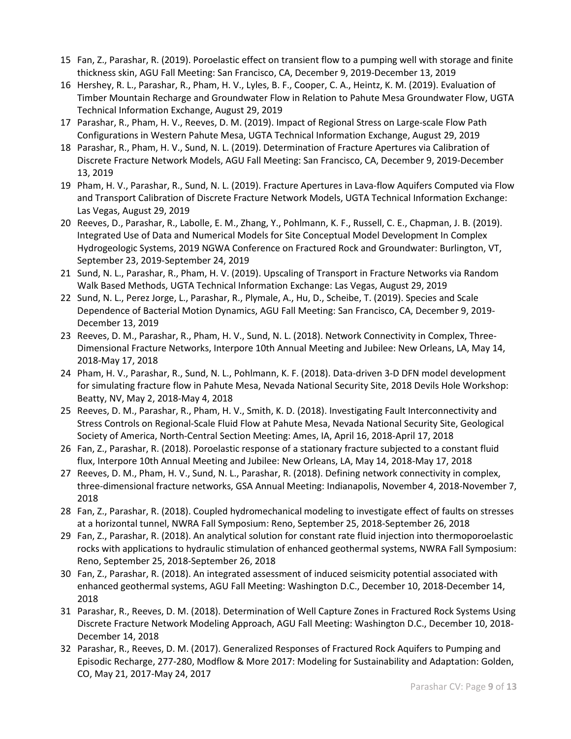15 Fan, Z., Parashar, R. (2019). Poroelastic effect on transient flow to a pumping well with storage and finite thickness skin, AGU Fall Meeting: San Francisco, CA, December 9, 2019-December 13, 2019

16 Hershey, R. L., Parashar, R., Pham, H. V., Lyles, B. F., Cooper, C. A., Heintz, K. M. (2019). Evaluation of Timber Mountain Recharge and Groundwater Flow in Relation to Pahute Mesa Groundwater Flow, UGTA Technical Information Exchange, August 29, 2019

17 Parashar, R., Pham, H. V., Reeves, D. M. (2019). Impact of Regional Stress on Large-scale Flow Path Configurations in Western Pahute Mesa, UGTA Technical Information Exchange, August 29, 2019

18 Parashar, R., Pham, H. V., Sund, N. L. (2019). Determination of Fracture Apertures via Calibration of Discrete Fracture Network Models, AGU Fall Meeting: San Francisco, CA, December 9, 2019-December 13, 2019

19 Pham, H. V., Parashar, R., Sund, N. L. (2019). Fracture Apertures in Lava-flow Aquifers Computed via Flow and Transport Calibration of Discrete Fracture Network Models, UGTA Technical Information Exchange: Las Vegas, August 29, 2019

20 Reeves, D., Parashar, R., Labolle, E. M., Zhang, Y., Pohlmann, K. F., Russell, C. E., Chapman, J. B. (2019). Integrated Use of Data and Numerical Models for Site Conceptual Model Development In Complex Hydrogeologic Systems, 2019 NGWA Conference on Fractured Rock and Groundwater: Burlington, VT, September 23, 2019-September 24, 2019

21 Sund, N. L., Parashar, R., Pham, H. V. (2019). Upscaling of Transport in Fracture Networks via Random Walk Based Methods, UGTA Technical Information Exchange: Las Vegas, August 29, 2019

22 Sund, N. L., Perez Jorge, L., Parashar, R., Plymale, A., Hu, D., Scheibe, T. (2019). Species and Scale Dependence of Bacterial Motion Dynamics, AGU Fall Meeting: San Francisco, CA, December 9, 2019-December 13, 2019

23 Reeves, D. M., Parashar, R., Pham, H. V., Sund, N. L. (2018). Network Connectivity in Complex, Three-Dimensional Fracture Networks, Interpore 10th Annual Meeting and Jubilee: New Orleans, LA, May 14, 2018-May 17, 2018

24 Pham, H. V., Parashar, R., Sund, N. L., Pohlmann, K. F. (2018). Data-driven 3-D DFN model development for simulating fracture flow in Pahute Mesa, Nevada National Security Site, 2018 Devils Hole Workshop: Beatty, NV, May 2, 2018-May 4, 2018

25 Reeves, D. M., Parashar, R., Pham, H. V., Smith, K. D. (2018). Investigating Fault Interconnectivity and Stress Controls on Regional-Scale Fluid Flow at Pahute Mesa, Nevada National Security Site, Geological Society of America, North-Central Section Meeting: Ames, IA, April 16, 2018-April 17, 2018

26 Fan, Z., Parashar, R. (2018). Poroelastic response of a stationary fracture subjected to a constant fluid flux, Interpore 10th Annual Meeting and Jubilee: New Orleans, LA, May 14, 2018-May 17, 2018

27 Reeves, D. M., Pham, H. V., Sund, N. L., Parashar, R. (2018). Defining network connectivity in complex, three-dimensional fracture networks, GSA Annual Meeting: Indianapolis, November 4, 2018-November 7, 2018

28 Fan, Z., Parashar, R. (2018). Coupled hydromechanical modeling to investigate effect of faults on stresses at a horizontal tunnel, NWRA Fall Symposium: Reno, September 25, 2018-September 26, 2018

29 Fan, Z., Parashar, R. (2018). An analytical solution for constant rate fluid injection into thermoporoelastic rocks with applications to hydraulic stimulation of enhanced geothermal systems, NWRA Fall Symposium: Reno, September 25, 2018-September 26, 2018

30 Fan, Z., Parashar, R. (2018). An integrated assessment of induced seismicity potential associated with enhanced geothermal systems, AGU Fall Meeting: Washington D.C., December 10, 2018-December 14, 2018

31 Parashar, R., Reeves, D. M. (2018). Determination of Well Capture Zones in Fractured Rock Systems Using Discrete Fracture Network Modeling Approach, AGU Fall Meeting: Washington D.C., December 10, 2018-December 14, 2018

32 Parashar, R., Reeves, D. M. (2017). Generalized Responses of Fractured Rock Aquifers to Pumping and Episodic Recharge, 277-280, Modflow & More 2017: Modeling for Sustainability and Adaptation: Golden, CO, May 21, 2017-May 24, 2017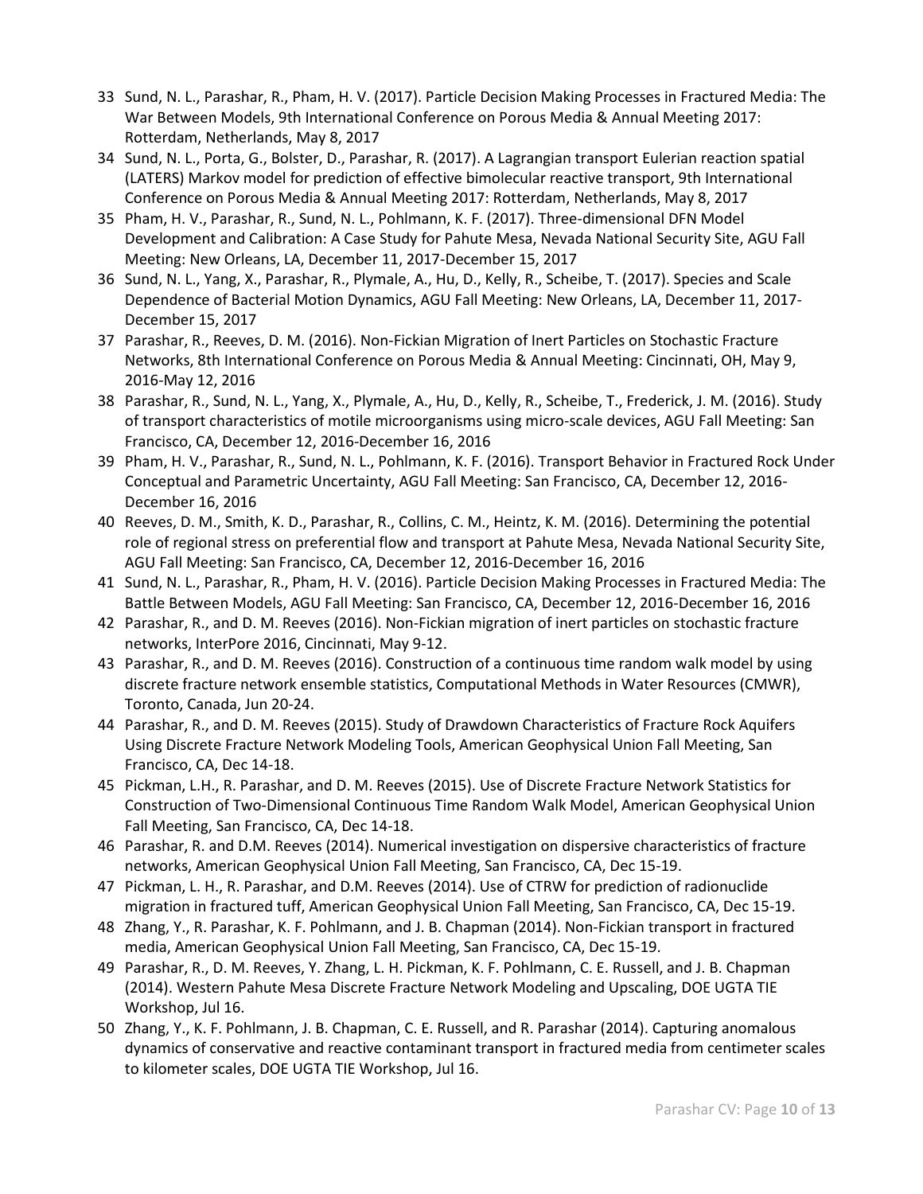33 Sund, N. L., Parashar, R., Pham, H. V. (2017). Particle Decision Making Processes in Fractured Media: The War Between Models, 9th International Conference on Porous Media & Annual Meeting 2017: Rotterdam, Netherlands, May 8, 2017

34 Sund, N. L., Porta, G., Bolster, D., Parashar, R. (2017). A Lagrangian transport Eulerian reaction spatial (LATERS) Markov model for prediction of effective bimolecular reactive transport, 9th International Conference on Porous Media & Annual Meeting 2017: Rotterdam, Netherlands, May 8, 2017

35 Pham, H. V., Parashar, R., Sund, N. L., Pohlmann, K. F. (2017). Three-dimensional DFN Model Development and Calibration: A Case Study for Pahute Mesa, Nevada National Security Site, AGU Fall Meeting: New Orleans, LA, December 11, 2017-December 15, 2017

36 Sund, N. L., Yang, X., Parashar, R., Plymale, A., Hu, D., Kelly, R., Scheibe, T. (2017). Species and Scale Dependence of Bacterial Motion Dynamics, AGU Fall Meeting: New Orleans, LA, December 11, 2017-December 15, 2017

37 Parashar, R., Reeves, D. M. (2016). Non-Fickian Migration of Inert Particles on Stochastic Fracture Networks, 8th International Conference on Porous Media & Annual Meeting: Cincinnati, OH, May 9, 2016-May 12, 2016

38 Parashar, R., Sund, N. L., Yang, X., Plymale, A., Hu, D., Kelly, R., Scheibe, T., Frederick, J. M. (2016). Study of transport characteristics of motile microorganisms using micro-scale devices, AGU Fall Meeting: San Francisco, CA, December 12, 2016-December 16, 2016

39 Pham, H. V., Parashar, R., Sund, N. L., Pohlmann, K. F. (2016). Transport Behavior in Fractured Rock Under Conceptual and Parametric Uncertainty, AGU Fall Meeting: San Francisco, CA, December 12, 2016-December 16, 2016

40 Reeves, D. M., Smith, K. D., Parashar, R., Collins, C. M., Heintz, K. M. (2016). Determining the potential role of regional stress on preferential flow and transport at Pahute Mesa, Nevada National Security Site, AGU Fall Meeting: San Francisco, CA, December 12, 2016-December 16, 2016

41 Sund, N. L., Parashar, R., Pham, H. V. (2016). Particle Decision Making Processes in Fractured Media: The Battle Between Models, AGU Fall Meeting: San Francisco, CA, December 12, 2016-December 16, 2016

42 Parashar, R., and D. M. Reeves (2016). Non-Fickian migration of inert particles on stochastic fracture networks, InterPore 2016, Cincinnati, May 9-12.

43 Parashar, R., and D. M. Reeves (2016). Construction of a continuous time random walk model by using discrete fracture network ensemble statistics, Computational Methods in Water Resources (CMWR), Toronto, Canada, Jun 20-24.

44 Parashar, R., and D. M. Reeves (2015). Study of Drawdown Characteristics of Fracture Rock Aquifers Using Discrete Fracture Network Modeling Tools, American Geophysical Union Fall Meeting, San Francisco, CA, Dec 14-18.

45 Pickman, L.H., R. Parashar, and D. M. Reeves (2015). Use of Discrete Fracture Network Statistics for Construction of Two-Dimensional Continuous Time Random Walk Model, American Geophysical Union Fall Meeting, San Francisco, CA, Dec 14-18.

46 Parashar, R. and D.M. Reeves (2014). Numerical investigation on dispersive characteristics of fracture networks, American Geophysical Union Fall Meeting, San Francisco, CA, Dec 15-19.

47 Pickman, L. H., R. Parashar, and D.M. Reeves (2014). Use of CTRW for prediction of radionuclide migration in fractured tuff, American Geophysical Union Fall Meeting, San Francisco, CA, Dec 15-19.

48 Zhang, Y., R. Parashar, K. F. Pohlmann, and J. B. Chapman (2014). Non-Fickian transport in fractured media, American Geophysical Union Fall Meeting, San Francisco, CA, Dec 15-19.

49 Parashar, R., D. M. Reeves, Y. Zhang, L. H. Pickman, K. F. Pohlmann, C. E. Russell, and J. B. Chapman (2014). Western Pahute Mesa Discrete Fracture Network Modeling and Upscaling, DOE UGTA TIE Workshop, Jul 16.

50 Zhang, Y., K. F. Pohlmann, J. B. Chapman, C. E. Russell, and R. Parashar (2014). Capturing anomalous dynamics of conservative and reactive contaminant transport in fractured media from centimeter scales to kilometer scales, DOE UGTA TIE Workshop, Jul 16.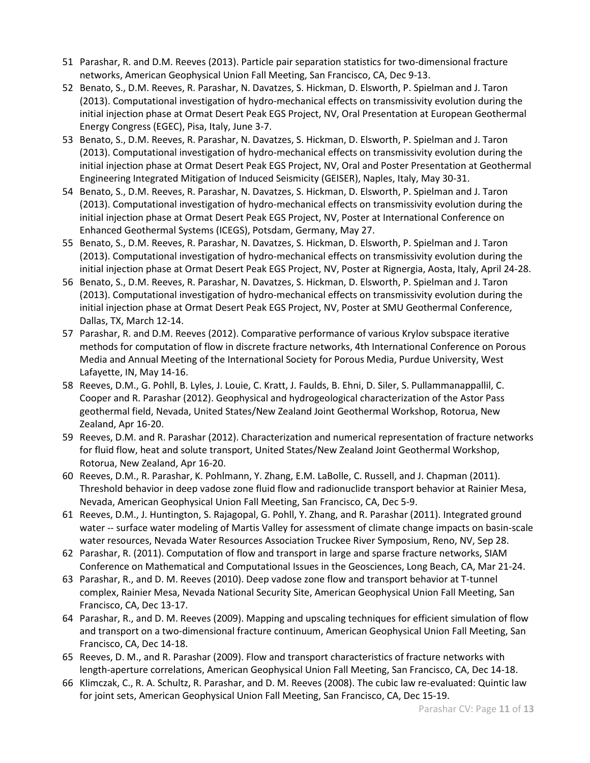51 Parashar, R. and D.M. Reeves (2013). Particle pair separation statistics for two-dimensional fracture networks, American Geophysical Union Fall Meeting, San Francisco, CA, Dec 9-13.

52 Benato, S., D.M. Reeves, R. Parashar, N. Davatzes, S. Hickman, D. Elsworth, P. Spielman and J. Taron (2013). Computational investigation of hydro-mechanical effects on transmissivity evolution during the initial injection phase at Ormat Desert Peak EGS Project, NV, Oral Presentation at European Geothermal Energy Congress (EGEC), Pisa, Italy, June 3-7.

53 Benato, S., D.M. Reeves, R. Parashar, N. Davatzes, S. Hickman, D. Elsworth, P. Spielman and J. Taron (2013). Computational investigation of hydro-mechanical effects on transmissivity evolution during the initial injection phase at Ormat Desert Peak EGS Project, NV, Oral and Poster Presentation at Geothermal Engineering Integrated Mitigation of Induced Seismicity (GEISER), Naples, Italy, May 30-31.

54 Benato, S., D.M. Reeves, R. Parashar, N. Davatzes, S. Hickman, D. Elsworth, P. Spielman and J. Taron (2013). Computational investigation of hydro-mechanical effects on transmissivity evolution during the initial injection phase at Ormat Desert Peak EGS Project, NV, Poster at International Conference on Enhanced Geothermal Systems (ICEGS), Potsdam, Germany, May 27.

55 Benato, S., D.M. Reeves, R. Parashar, N. Davatzes, S. Hickman, D. Elsworth, P. Spielman and J. Taron (2013). Computational investigation of hydro-mechanical effects on transmissivity evolution during the initial injection phase at Ormat Desert Peak EGS Project, NV, Poster at Rignergia, Aosta, Italy, April 24-28.

56 Benato, S., D.M. Reeves, R. Parashar, N. Davatzes, S. Hickman, D. Elsworth, P. Spielman and J. Taron (2013). Computational investigation of hydro-mechanical effects on transmissivity evolution during the initial injection phase at Ormat Desert Peak EGS Project, NV, Poster at SMU Geothermal Conference, Dallas, TX, March 12-14.

57 Parashar, R. and D.M. Reeves (2012). Comparative performance of various Krylov subspace iterative methods for computation of flow in discrete fracture networks, 4th International Conference on Porous Media and Annual Meeting of the International Society for Porous Media, Purdue University, West Lafayette, IN, May 14-16.

58 Reeves, D.M., G. Pohll, B. Lyles, J. Louie, C. Kratt, J. Faulds, B. Ehni, D. Siler, S. Pullammanappallil, C. Cooper and R. Parashar (2012). Geophysical and hydrogeological characterization of the Astor Pass geothermal field, Nevada, United States/New Zealand Joint Geothermal Workshop, Rotorua, New Zealand, Apr 16-20.

59 Reeves, D.M. and R. Parashar (2012). Characterization and numerical representation of fracture networks for fluid flow, heat and solute transport, United States/New Zealand Joint Geothermal Workshop, Rotorua, New Zealand, Apr 16-20.

60 Reeves, D.M., R. Parashar, K. Pohlmann, Y. Zhang, E.M. LaBolle, C. Russell, and J. Chapman (2011). Threshold behavior in deep vadose zone fluid flow and radionuclide transport behavior at Rainier Mesa, Nevada, American Geophysical Union Fall Meeting, San Francisco, CA, Dec 5-9.

61 Reeves, D.M., J. Huntington, S. Rajagopal, G. Pohll, Y. Zhang, and R. Parashar (2011). Integrated ground water -- surface water modeling of Martis Valley for assessment of climate change impacts on basin-scale water resources, Nevada Water Resources Association Truckee River Symposium, Reno, NV, Sep 28.

62 Parashar, R. (2011). Computation of flow and transport in large and sparse fracture networks, SIAM Conference on Mathematical and Computational Issues in the Geosciences, Long Beach, CA, Mar 21-24.

63 Parashar, R., and D. M. Reeves (2010). Deep vadose zone flow and transport behavior at T-tunnel complex, Rainier Mesa, Nevada National Security Site, American Geophysical Union Fall Meeting, San Francisco, CA, Dec 13-17.

64 Parashar, R., and D. M. Reeves (2009). Mapping and upscaling techniques for efficient simulation of flow and transport on a two-dimensional fracture continuum, American Geophysical Union Fall Meeting, San Francisco, CA, Dec 14-18.

65 Reeves, D. M., and R. Parashar (2009). Flow and transport characteristics of fracture networks with length-aperture correlations, American Geophysical Union Fall Meeting, San Francisco, CA, Dec 14-18.

66 Klimczak, C., R. A. Schultz, R. Parashar, and D. M. Reeves (2008). The cubic law re-evaluated: Quintic law for joint sets, American Geophysical Union Fall Meeting, San Francisco, CA, Dec 15-19.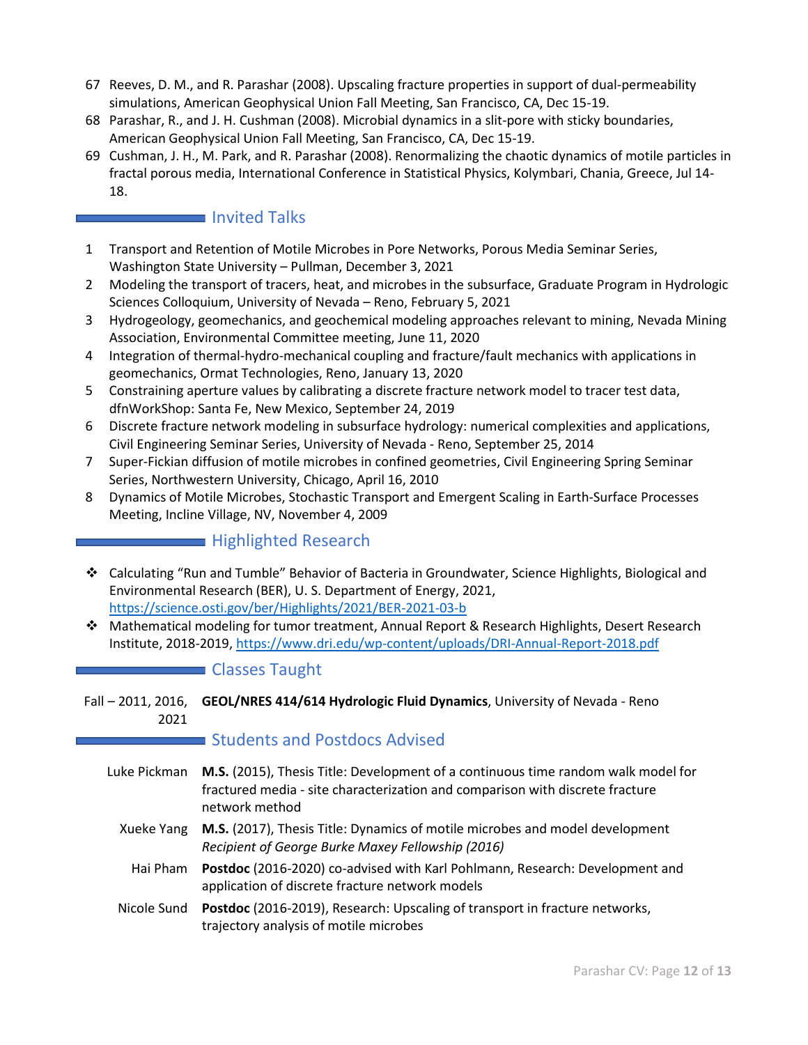67 Reeves, D. M., and R. Parashar (2008). Upscaling fracture properties in support of dual-permeability simulations, American Geophysical Union Fall Meeting, San Francisco, CA, Dec 15-19.

68 Parashar, R., and J. H. Cushman (2008). Microbial dynamics in a slit-pore with sticky boundaries, American Geophysical Union Fall Meeting, San Francisco, CA, Dec 15-19.

69 Cushman, J. H., M. Park, and R. Parashar (2008). Renormalizing the chaotic dynamics of motile particles in fractal porous media, International Conference in Statistical Physics, Kolymbari, Chania, Greece, Jul 14-18.

## Invited Talks

1 Transport and Retention of Motile Microbes in Pore Networks, Porous Media Seminar Series, Washington State University – Pullman, December 3, 2021

2 Modeling the transport of tracers, heat, and microbes in the subsurface, Graduate Program in Hydrologic Sciences Colloquium, University of Nevada – Reno, February 5, 2021

3 Hydrogeology, geomechanics, and geochemical modeling approaches relevant to mining, Nevada Mining Association, Environmental Committee meeting, June 11, 2020

4 Integration of thermal-hydro-mechanical coupling and fracture/fault mechanics with applications in geomechanics, Ormat Technologies, Reno, January 13, 2020

5 Constraining aperture values by calibrating a discrete fracture network model to tracer test data, dfnWorkShop: Santa Fe, New Mexico, September 24, 2019

6 Discrete fracture network modeling in subsurface hydrology: numerical complexities and applications, Civil Engineering Seminar Series, University of Nevada - Reno, September 25, 2014

7 Super-Fickian diffusion of motile microbes in confined geometries, Civil Engineering Spring Seminar Series, Northwestern University, Chicago, April 16, 2010

8 Dynamics of Motile Microbes, Stochastic Transport and Emergent Scaling in Earth-Surface Processes Meeting, Incline Village, NV, November 4, 2009

## Highlighted Research

- Calculating "Run and Tumble" Behavior of Bacteria in Groundwater, Science Highlights, Biological and Environmental Research (BER), U. S. Department of Energy, 2021, https://science.osti.gov/ber/Highlights/2021/BER-2021-03-b
- Mathematical modeling for tumor treatment, Annual Report & Research Highlights, Desert Research Institute, 2018-2019, https://www.dri.edu/wp-content/uploads/DRI-Annual-Report-2018.pdf

## Classes Taught

Fall – 2011, 2016, 2021 — **GEOL/NRES 414/614 Hydrologic Fluid Dynamics**, University of Nevada - Reno

## Students and Postdocs Advised

Luke Pickman — **M.S.** (2015), Thesis Title: Development of a continuous time random walk model for fractured media - site characterization and comparison with discrete fracture network method

Xueke Yang — **M.S.** (2017), Thesis Title: Dynamics of motile microbes and model development *Recipient of George Burke Maxey Fellowship (2016)*

Hai Pham — **Postdoc** (2016-2020) co-advised with Karl Pohlmann, Research: Development and application of discrete fracture network models

Nicole Sund — **Postdoc** (2016-2019), Research: Upscaling of transport in fracture networks, trajectory analysis of motile microbes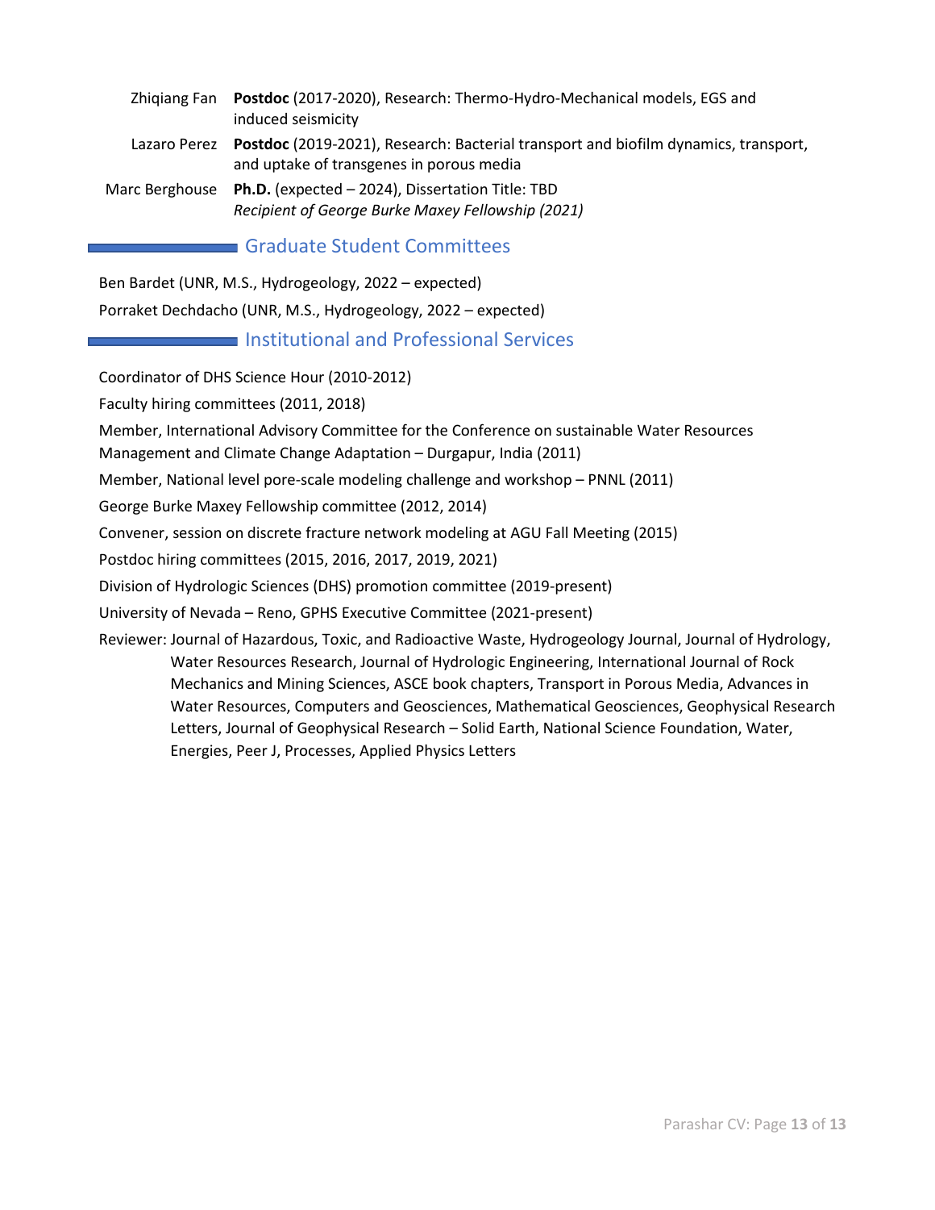| | |
|---|---|
| Zhiqiang Fan | **Postdoc** (2017-2020), Research: Thermo-Hydro-Mechanical models, EGS and induced seismicity |
| Lazaro Perez | **Postdoc** (2019-2021), Research: Bacterial transport and biofilm dynamics, transport, and uptake of transgenes in porous media |
| Marc Berghouse | **Ph.D.** (expected – 2024), Dissertation Title: TBD<br>*Recipient of George Burke Maxey Fellowship (2021)* |

## Graduate Student Committees

Ben Bardet (UNR, M.S., Hydrogeology, 2022 – expected)

Porraket Dechdacho (UNR, M.S., Hydrogeology, 2022 – expected)

## Institutional and Professional Services

Coordinator of DHS Science Hour (2010-2012)

Faculty hiring committees (2011, 2018)

Member, International Advisory Committee for the Conference on sustainable Water Resources Management and Climate Change Adaptation – Durgapur, India (2011)

Member, National level pore-scale modeling challenge and workshop – PNNL (2011)

George Burke Maxey Fellowship committee (2012, 2014)

Convener, session on discrete fracture network modeling at AGU Fall Meeting (2015)

Postdoc hiring committees (2015, 2016, 2017, 2019, 2021)

Division of Hydrologic Sciences (DHS) promotion committee (2019-present)

University of Nevada – Reno, GPHS Executive Committee (2021-present)

Reviewer: Journal of Hazardous, Toxic, and Radioactive Waste, Hydrogeology Journal, Journal of Hydrology, Water Resources Research, Journal of Hydrologic Engineering, International Journal of Rock Mechanics and Mining Sciences, ASCE book chapters, Transport in Porous Media, Advances in Water Resources, Computers and Geosciences, Mathematical Geosciences, Geophysical Research Letters, Journal of Geophysical Research – Solid Earth, National Science Foundation, Water, Energies, Peer J, Processes, Applied Physics Letters